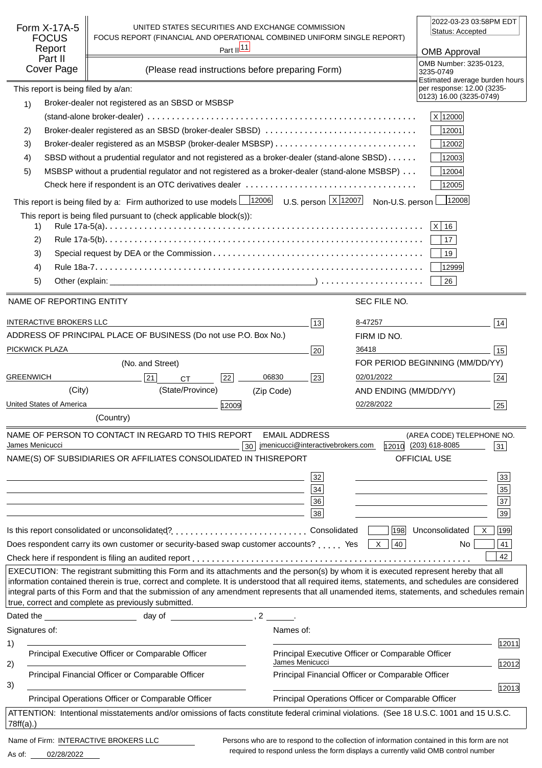# Form X-17A-5 FOCUS Report Part II Cover Page

UNITED STATES SECURITIES AND EXCHANGE COMMISSION
FOCUS REPORT (FINANCIAL AND OPERATIONAL COMBINED UNIFORM SINGLE REPORT)
Part II [11]

(Please read instructions before preparing Form)

2022-03-23 03:58PM EDT
Status: Accepted

**OMB Approval**
OMB Number: 3235-0123, 3235-0749
Estimated average burden hours per response: 12.00 (3235-0123) 16.00 (3235-0749)

This report is being filed by a/an:

1) Broker-dealer not registered as an SBSD or MSBSP (stand-alone broker-dealer) ........ X [12000]
2) Broker-dealer registered as an SBSD (broker-dealer SBSD) ........ [12001]
3) Broker-dealer registered as an MSBSP (broker-dealer MSBSP) ........ [12002]
4) SBSD without a prudential regulator and not registered as a broker-dealer (stand-alone SBSD) ........ [12003]
5) MSBSP without a prudential regulator and not registered as a broker-dealer (stand-alone MSBSP) ........ [12004]

Check here if respondent is an OTC derivatives dealer ........ [12005]

This report is being filed by a: Firm authorized to use models [12006] U.S. person X [12007] Non-U.S. person [12008]

This report is being filed pursuant to (check applicable block(s)):

1) Rule 17a-5(a)........ X [16]
2) Rule 17a-5(b)........ [17]
3) Special request by DEA or the Commission........ [19]
4) Rule 18a-7........ [12999]
5) Other (explain: ________________________) ........ [26]

| NAME OF REPORTING ENTITY | | SEC FILE NO. | |
|---|---|---|---|
| INTERACTIVE BROKERS LLC | [13] | 8-47257 | [14] |
| ADDRESS OF PRINCIPAL PLACE OF BUSINESS (Do not use P.O. Box No.) | | FIRM ID NO. | |
| PICKWICK PLAZA | [20] | 36418 | [15] |
| (No. and Street) | | FOR PERIOD BEGINNING (MM/DD/YY) | |
| GREENWICH [21] (City) / CT [22] (State/Province) / 06830 (Zip Code) | [23] | 02/01/2022 | [24] |
| | | AND ENDING (MM/DD/YY) | |
| United States of America (Country) | [12009] | 02/28/2022 | [25] |

| NAME OF PERSON TO CONTACT IN REGARD TO THIS REPORT | | EMAIL ADDRESS | | (AREA CODE) TELEPHONE NO. | |
|---|---|---|---|---|---|
| James Menicucci | [30] | jmenicucci@interactivebrokers.com | [12010] | (203) 618-8085 | [31] |

| NAME(S) OF SUBSIDIARIES OR AFFILIATES CONSOLIDATED IN THISREPORT | | OFFICIAL USE | |
|---|---|---|---|
| | [32] | | [33] |
| | [34] | | [35] |
| | [36] | | [37] |
| | [38] | | [39] |

Is this report consolidated or unconsolidated? ........ Consolidated [198] Unconsolidated X [199]

Does respondent carry its own customer or security-based swap customer accounts? ..... Yes X [40] No [41]

Check here if respondent is filing an audited report ........ [42]

EXECUTION: The registrant submitting this Form and its attachments and the person(s) by whom it is executed represent hereby that all information contained therein is true, correct and complete. It is understood that all required items, statements, and schedules are considered integral parts of this Form and that the submission of any amendment represents that all unamended items, statements, and schedules remain true, correct and complete as previously submitted.

Dated the ____________ day of ____________, 2 ____.

| Signatures of: | Names of: | |
|---|---|---|
| 1) ____________ Principal Executive Officer or Comparable Officer | ____________ Principal Executive Officer or Comparable Officer | [12011] |
| 2) ____________ Principal Financial Officer or Comparable Officer | James Menicucci — Principal Financial Officer or Comparable Officer | [12012] |
| 3) ____________ Principal Operations Officer or Comparable Officer | ____________ Principal Operations Officer or Comparable Officer | [12013] |

ATTENTION: Intentional misstatements and/or omissions of facts constitute federal criminal violations. (See 18 U.S.C. 1001 and 15 U.S.C. 78ff(a).)

Name of Firm: INTERACTIVE BROKERS LLC
As of: 02/28/2022

Persons who are to respond to the collection of information contained in this form are not required to respond unless the form displays a currently valid OMB control number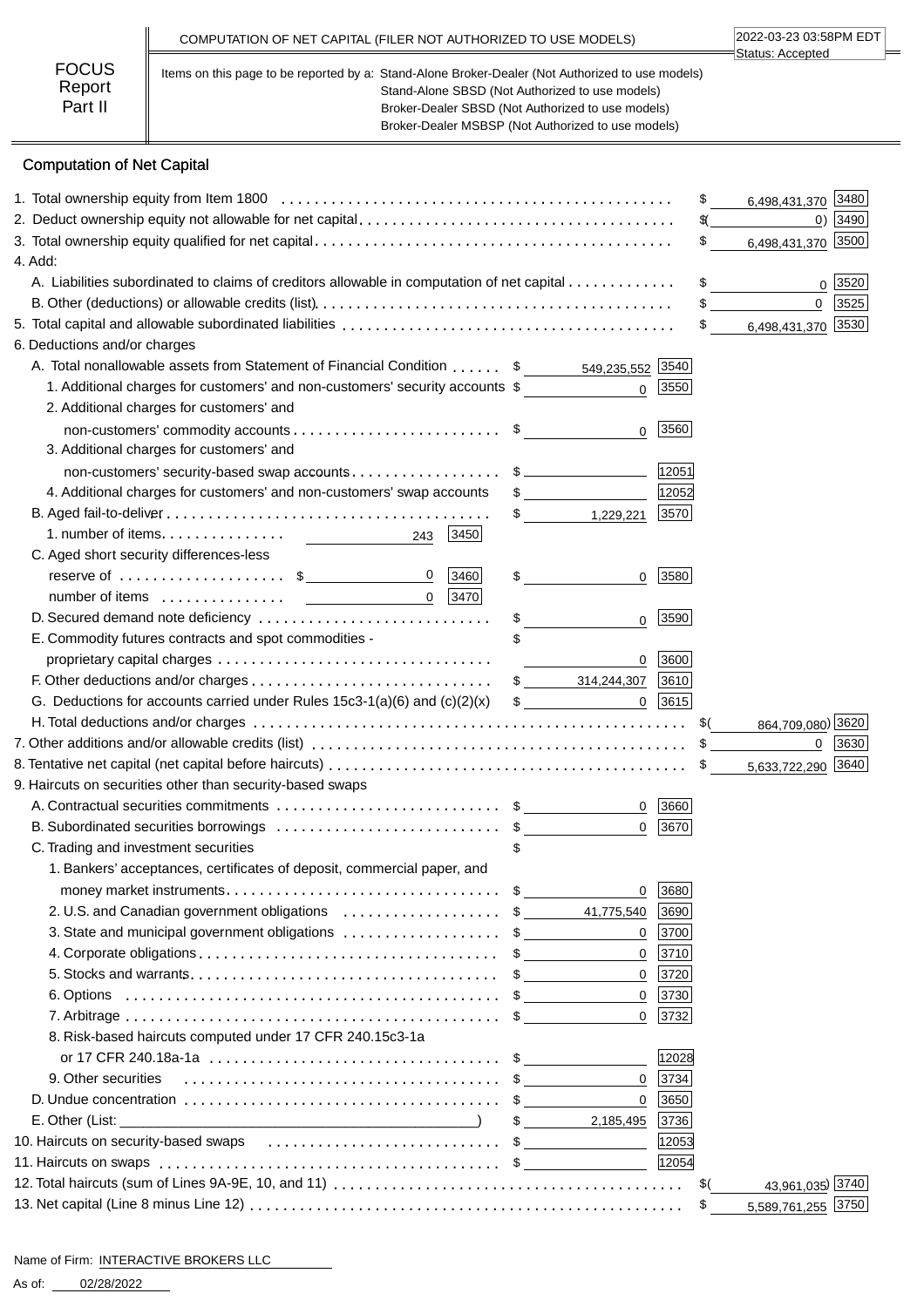FOCUS Report Part II

COMPUTATION OF NET CAPITAL (FILER NOT AUTHORIZED TO USE MODELS)

2022-03-23 03:58PM EDT
Status: Accepted

Items on this page to be reported by a: Stand-Alone Broker-Dealer (Not Authorized to use models)
Stand-Alone SBSD (Not Authorized to use models)
Broker-Dealer SBSD (Not Authorized to use models)
Broker-Dealer MSBSP (Not Authorized to use models)

## Computation of Net Capital

| Item | | Code | Amount | Code |
|---|---|---|---|---|
| 1. Total ownership equity from Item 1800 | | | $ 6,498,431,370 | 3480 |
| 2. Deduct ownership equity not allowable for net capital | | | $( 0) | 3490 |
| 3. Total ownership equity qualified for net capital | | | $ 6,498,431,370 | 3500 |
| 4. Add: | | | | |
| A. Liabilities subordinated to claims of creditors allowable in computation of net capital | | | $ 0 | 3520 |
| B. Other (deductions) or allowable credits (list) | | | $ 0 | 3525 |
| 5. Total capital and allowable subordinated liabilities | | | $ 6,498,431,370 | 3530 |
| 6. Deductions and/or charges | | | | |
| A. Total nonallowable assets from Statement of Financial Condition | $ 549,235,552 | 3540 | | |
| 1. Additional charges for customers' and non-customers' security accounts | $ 0 | 3550 | | |
| 2. Additional charges for customers' and non-customers' commodity accounts | $ 0 | 3560 | | |
| 3. Additional charges for customers' and non-customers' security-based swap accounts | $ | 12051 | | |
| 4. Additional charges for customers' and non-customers' swap accounts | $ | 12052 | | |
| B. Aged fail-to-deliver | $ 1,229,221 | 3570 | | |
| 1. number of items 243 [3450] | | | | |
| C. Aged short security differences-less reserve of $ 0 [3460] | $ 0 | 3580 | | |
| number of items 0 [3470] | | | | |
| D. Secured demand note deficiency | $ 0 | 3590 | | |
| E. Commodity futures contracts and spot commodities - proprietary capital charges | $ 0 | 3600 | | |
| F. Other deductions and/or charges | $ 314,244,307 | 3610 | | |
| G. Deductions for accounts carried under Rules 15c3-1(a)(6) and (c)(2)(x) | $ 0 | 3615 | | |
| H. Total deductions and/or charges | | | $( 864,709,080) | 3620 |
| 7. Other additions and/or allowable credits (list) | | | $ 0 | 3630 |
| 8. Tentative net capital (net capital before haircuts) | | | $ 5,633,722,290 | 3640 |
| 9. Haircuts on securities other than security-based swaps | | | | |
| A. Contractual securities commitments | $ 0 | 3660 | | |
| B. Subordinated securities borrowings | $ 0 | 3670 | | |
| C. Trading and investment securities | $ | | | |
| 1. Bankers' acceptances, certificates of deposit, commercial paper, and money market instruments | $ 0 | 3680 | | |
| 2. U.S. and Canadian government obligations | $ 41,775,540 | 3690 | | |
| 3. State and municipal government obligations | $ 0 | 3700 | | |
| 4. Corporate obligations | $ 0 | 3710 | | |
| 5. Stocks and warrants | $ 0 | 3720 | | |
| 6. Options | $ 0 | 3730 | | |
| 7. Arbitrage | $ 0 | 3732 | | |
| 8. Risk-based haircuts computed under 17 CFR 240.15c3-1a or 17 CFR 240.18a-1a | $ | 12028 | | |
| 9. Other securities | $ 0 | 3734 | | |
| D. Undue concentration | $ 0 | 3650 | | |
| E. Other (List: ) | $ 2,185,495 | 3736 | | |
| 10. Haircuts on security-based swaps | $ | 12053 | | |
| 11. Haircuts on swaps | $ | 12054 | | |
| 12. Total haircuts (sum of Lines 9A-9E, 10, and 11) | | | $( 43,961,035) | 3740 |
| 13. Net capital (Line 8 minus Line 12) | | | $ 5,589,761,255 | 3750 |

Name of Firm: INTERACTIVE BROKERS LLC

As of: 02/28/2022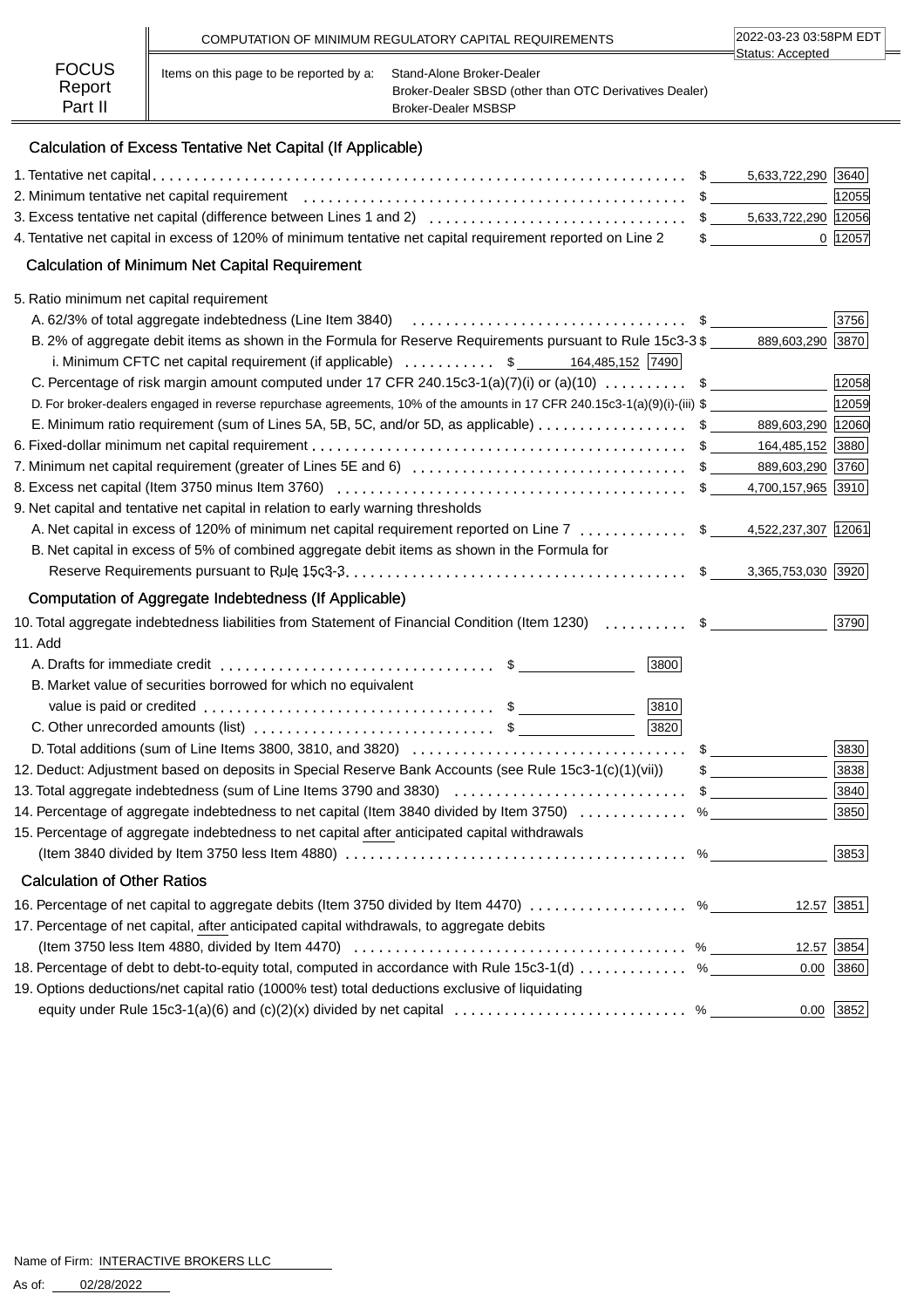COMPUTATION OF MINIMUM REGULATORY CAPITAL REQUIREMENTS

2022-03-23 03:58PM EDT
Status: Accepted

**FOCUS Report Part II**

Items on this page to be reported by a: Stand-Alone Broker-Dealer
Broker-Dealer SBSD (other than OTC Derivatives Dealer)
Broker-Dealer MSBSP

## Calculation of Excess Tentative Net Capital (If Applicable)

| | | | |
|---|---|---|---|
| 1. Tentative net capital | $ | 5,633,722,290 | 3640 |
| 2. Minimum tentative net capital requirement | $ | | 12055 |
| 3. Excess tentative net capital (difference between Lines 1 and 2) | $ | 5,633,722,290 | 12056 |
| 4. Tentative net capital in excess of 120% of minimum tentative net capital requirement reported on Line 2 | $ | 0 | 12057 |

## Calculation of Minimum Net Capital Requirement

| | | | |
|---|---|---|---|
| 5. Ratio minimum net capital requirement | | | |
| A. 62/3% of total aggregate indebtedness (Line Item 3840) | $ | | 3756 |
| B. 2% of aggregate debit items as shown in the Formula for Reserve Requirements pursuant to Rule 15c3-3 | $ | 889,603,290 | 3870 |
| i. Minimum CFTC net capital requirement (if applicable) $ 164,485,152 [7490] | | | |
| C. Percentage of risk margin amount computed under 17 CFR 240.15c3-1(a)(7)(i) or (a)(10) | $ | | 12058 |
| D. For broker-dealers engaged in reverse repurchase agreements, 10% of the amounts in 17 CFR 240.15c3-1(a)(9)(i)-(iii) | $ | | 12059 |
| E. Minimum ratio requirement (sum of Lines 5A, 5B, 5C, and/or 5D, as applicable) | $ | 889,603,290 | 12060 |
| 6. Fixed-dollar minimum net capital requirement | $ | 164,485,152 | 3880 |
| 7. Minimum net capital requirement (greater of Lines 5E and 6) | $ | 889,603,290 | 3760 |
| 8. Excess net capital (Item 3750 minus Item 3760) | $ | 4,700,157,965 | 3910 |
| 9. Net capital and tentative net capital in relation to early warning thresholds | | | |
| A. Net capital in excess of 120% of minimum net capital requirement reported on Line 7 | $ | 4,522,237,307 | 12061 |
| B. Net capital in excess of 5% of combined aggregate debit items as shown in the Formula for Reserve Requirements pursuant to Rule 15c3-3 | $ | 3,365,753,030 | 3920 |

## Computation of Aggregate Indebtedness (If Applicable)

| | | | |
|---|---|---|---|
| 10. Total aggregate indebtedness liabilities from Statement of Financial Condition (Item 1230) | $ | | 3790 |
| 11. Add | | | |
| A. Drafts for immediate credit $ ____ [3800] | | | |
| B. Market value of securities borrowed for which no equivalent value is paid or credited $ ____ [3810] | | | |
| C. Other unrecorded amounts (list) $ ____ [3820] | | | |
| D. Total additions (sum of Line Items 3800, 3810, and 3820) | $ | | 3830 |
| 12. Deduct: Adjustment based on deposits in Special Reserve Bank Accounts (see Rule 15c3-1(c)(1)(vii)) | $ | | 3838 |
| 13. Total aggregate indebtedness (sum of Line Items 3790 and 3830) | $ | | 3840 |
| 14. Percentage of aggregate indebtedness to net capital (Item 3840 divided by Item 3750) | % | | 3850 |
| 15. Percentage of aggregate indebtedness to net capital after anticipated capital withdrawals (Item 3840 divided by Item 3750 less Item 4880) | % | | 3853 |

## Calculation of Other Ratios

| | | | |
|---|---|---|---|
| 16. Percentage of net capital to aggregate debits (Item 3750 divided by Item 4470) | % | 12.57 | 3851 |
| 17. Percentage of net capital, after anticipated capital withdrawals, to aggregate debits (Item 3750 less Item 4880, divided by Item 4470) | % | 12.57 | 3854 |
| 18. Percentage of debt to debt-to-equity total, computed in accordance with Rule 15c3-1(d) | % | 0.00 | 3860 |
| 19. Options deductions/net capital ratio (1000% test) total deductions exclusive of liquidating equity under Rule 15c3-1(a)(6) and (c)(2)(x) divided by net capital | % | 0.00 | 3852 |

Name of Firm: INTERACTIVE BROKERS LLC

As of: 02/28/2022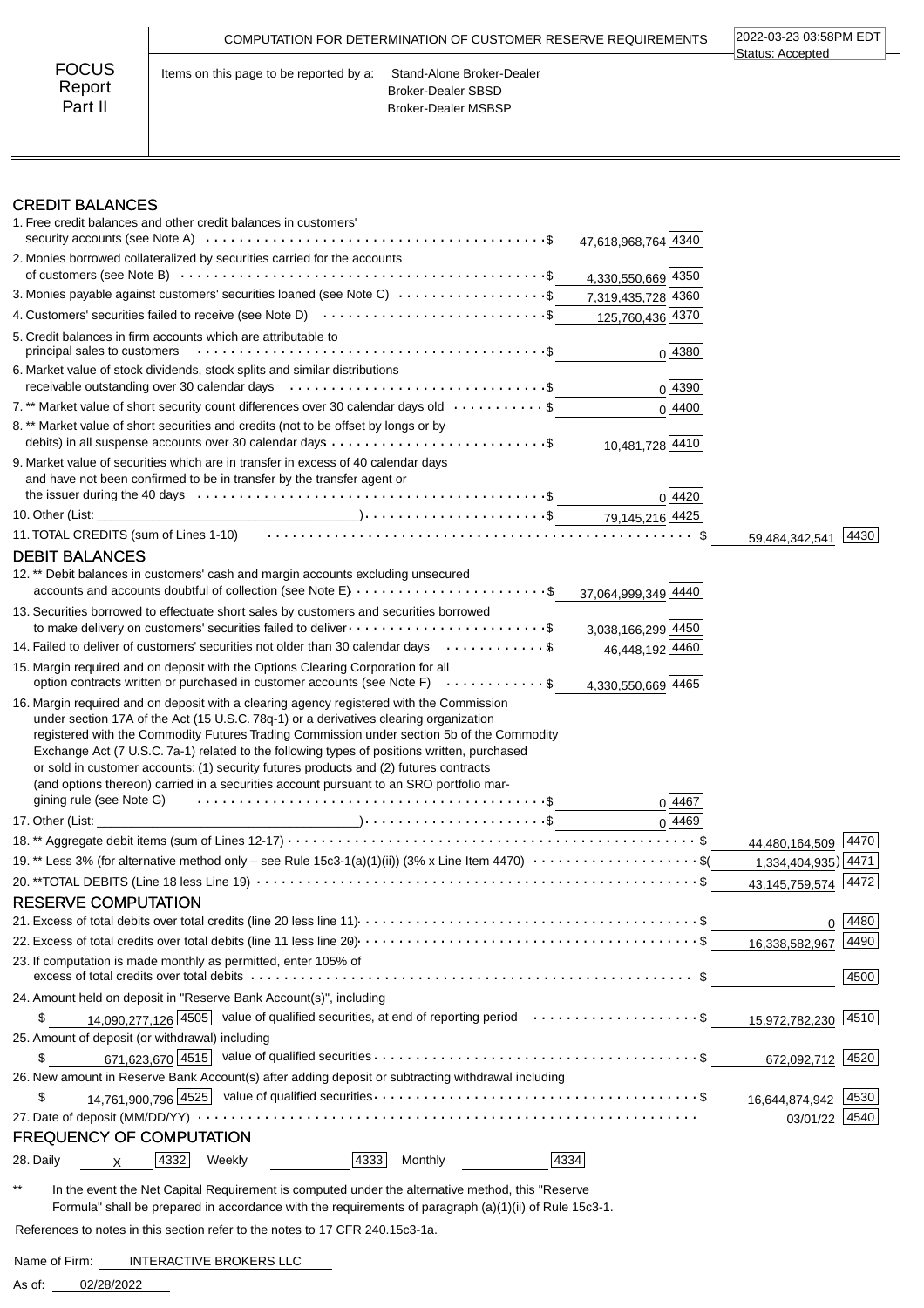COMPUTATION FOR DETERMINATION OF CUSTOMER RESERVE REQUIREMENTS

2022-03-23 03:58PM EDT
Status: Accepted

FOCUS Report Part II

Items on this page to be reported by a: Stand-Alone Broker-Dealer
Broker-Dealer SBSD
Broker-Dealer MSBSP

## CREDIT BALANCES

| Item | Amount | Code | Total | Code |
|---|---|---|---|---|
| 1. Free credit balances and other credit balances in customers' security accounts (see Note A) | $ 47,618,968,764 | 4340 | | |
| 2. Monies borrowed collateralized by securities carried for the accounts of customers (see Note B) | $ 4,330,550,669 | 4350 | | |
| 3. Monies payable against customers' securities loaned (see Note C) | $ 7,319,435,728 | 4360 | | |
| 4. Customers' securities failed to receive (see Note D) | $ 125,760,436 | 4370 | | |
| 5. Credit balances in firm accounts which are attributable to principal sales to customers | $ 0 | 4380 | | |
| 6. Market value of stock dividends, stock splits and similar distributions receivable outstanding over 30 calendar days | $ 0 | 4390 | | |
| 7. ** Market value of short security count differences over 30 calendar days old | $ 0 | 4400 | | |
| 8. ** Market value of short securities and credits (not to be offset by longs or by debits) in all suspense accounts over 30 calendar days | $ 10,481,728 | 4410 | | |
| 9. Market value of securities which are in transfer in excess of 40 calendar days and have not been confirmed to be in transfer by the transfer agent or the issuer during the 40 days | $ 0 | 4420 | | |
| 10. Other (List: ) | $ 79,145,216 | 4425 | | |
| 11. TOTAL CREDITS (sum of Lines 1-10) | | | $ 59,484,342,541 | 4430 |

## DEBIT BALANCES

| Item | Amount | Code | Total | Code |
|---|---|---|---|---|
| 12. ** Debit balances in customers' cash and margin accounts excluding unsecured accounts and accounts doubtful of collection (see Note E) | $ 37,064,999,349 | 4440 | | |
| 13. Securities borrowed to effectuate short sales by customers and securities borrowed to make delivery on customers' securities failed to deliver | $ 3,038,166,299 | 4450 | | |
| 14. Failed to deliver of customers' securities not older than 30 calendar days | $ 46,448,192 | 4460 | | |
| 15. Margin required and on deposit with the Options Clearing Corporation for all option contracts written or purchased in customer accounts (see Note F) | $ 4,330,550,669 | 4465 | | |
| 16. Margin required and on deposit with a clearing agency registered with the Commission under section 17A of the Act (15 U.S.C. 78q-1) or a derivatives clearing organization registered with the Commodity Futures Trading Commission under section 5b of the Commodity Exchange Act (7 U.S.C. 7a-1) related to the following types of positions written, purchased or sold in customer accounts: (1) security futures products and (2) futures contracts (and options thereon) carried in a securities account pursuant to an SRO portfolio margining rule (see Note G) | $ 0 | 4467 | | |
| 17. Other (List: ) | $ 0 | 4469 | | |
| 18. ** Aggregate debit items (sum of Lines 12-17) | | | $ 44,480,164,509 | 4470 |
| 19. ** Less 3% (for alternative method only – see Rule 15c3-1(a)(1)(ii)) (3% x Line Item 4470) | | | $( 1,334,404,935) | 4471 |
| 20. **TOTAL DEBITS (Line 18 less Line 19) | | | $ 43,145,759,574 | 4472 |

## RESERVE COMPUTATION

| Item | Amount | Code | Total | Code |
|---|---|---|---|---|
| 21. Excess of total debits over total credits (line 20 less line 11) | | | $ 0 | 4480 |
| 22. Excess of total credits over total debits (line 11 less line 20) | | | $ 16,338,582,967 | 4490 |
| 23. If computation is made monthly as permitted, enter 105% of excess of total credits over total debits | | | $ | 4500 |
| 24. Amount held on deposit in "Reserve Bank Account(s)", including value of qualified securities, at end of reporting period | $ 14,090,277,126 | 4505 | $ 15,972,782,230 | 4510 |
| 25. Amount of deposit (or withdrawal) including value of qualified securities | $ 671,623,670 | 4515 | $ 672,092,712 | 4520 |
| 26. New amount in Reserve Bank Account(s) after adding deposit or subtracting withdrawal including value of qualified securities | $ 14,761,900,796 | 4525 | $ 16,644,874,942 | 4530 |
| 27. Date of deposit (MM/DD/YY) | | | 03/01/22 | 4540 |

## FREQUENCY OF COMPUTATION

28. Daily X [4332] Weekly [4333] Monthly [4334]

** In the event the Net Capital Requirement is computed under the alternative method, this "Reserve Formula" shall be prepared in accordance with the requirements of paragraph (a)(1)(ii) of Rule 15c3-1.

References to notes in this section refer to the notes to 17 CFR 240.15c3-1a.

Name of Firm: INTERACTIVE BROKERS LLC

As of: 02/28/2022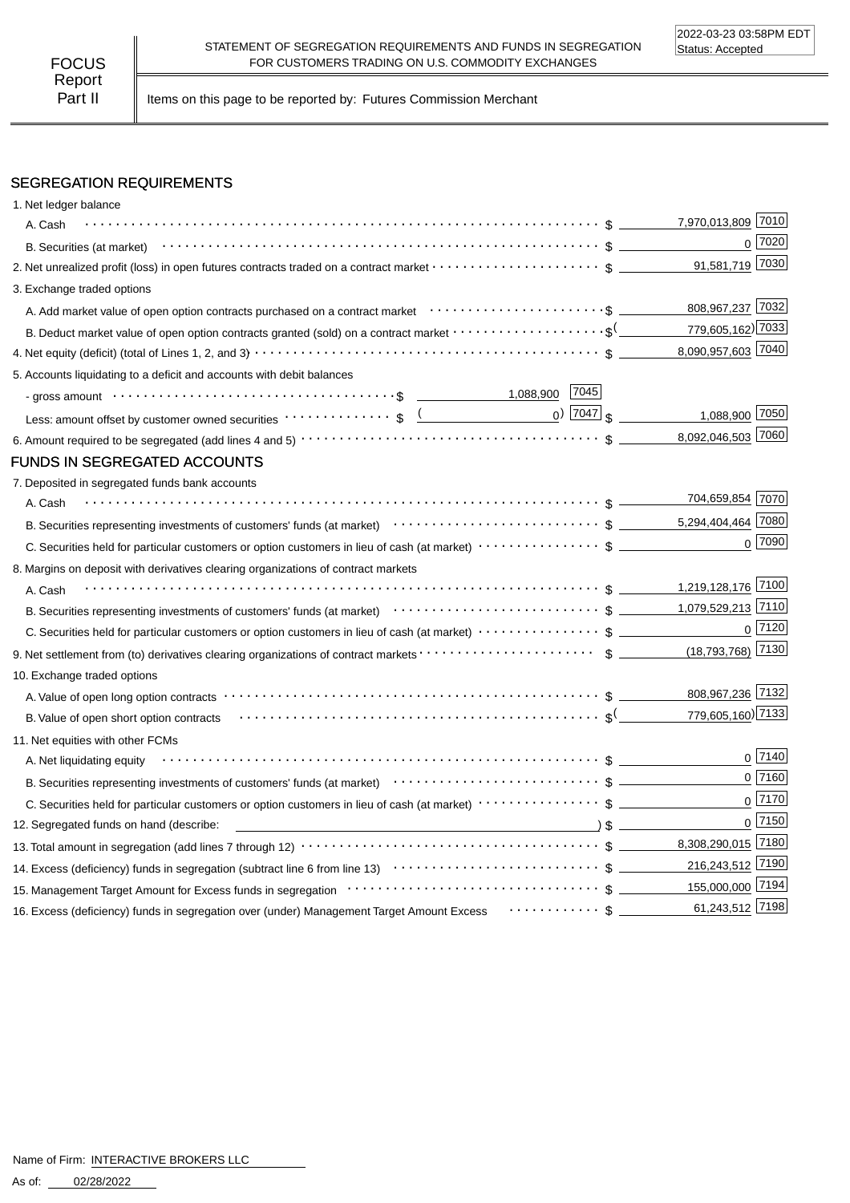2022-03-23 03:58PM EDT
Status: Accepted

**FOCUS Report Part II**

STATEMENT OF SEGREGATION REQUIREMENTS AND FUNDS IN SEGREGATION FOR CUSTOMERS TRADING ON U.S. COMMODITY EXCHANGES

Items on this page to be reported by: Futures Commission Merchant

## SEGREGATION REQUIREMENTS

| Item | | | Amount | Code |
|---|---|---|---|---|
| 1. Net ledger balance | | | | |
| A. Cash | | | $ 7,970,013,809 | 7010 |
| B. Securities (at market) | | | $ 0 | 7020 |
| 2. Net unrealized profit (loss) in open futures contracts traded on a contract market | | | $ 91,581,719 | 7030 |
| 3. Exchange traded options | | | | |
| A. Add market value of open option contracts purchased on a contract market | | | $ 808,967,237 | 7032 |
| B. Deduct market value of open option contracts granted (sold) on a contract market | | | $ (779,605,162) | 7033 |
| 4. Net equity (deficit) (total of Lines 1, 2, and 3) | | | $ 8,090,957,603 | 7040 |
| 5. Accounts liquidating to a deficit and accounts with debit balances | | | | |
| - gross amount | $ 1,088,900 | 7045 | | |
| Less: amount offset by customer owned securities | $ (0) | 7047 | $ 1,088,900 | 7050 |
| 6. Amount required to be segregated (add lines 4 and 5) | | | $ 8,092,046,503 | 7060 |

## FUNDS IN SEGREGATED ACCOUNTS

| Item | Amount | Code |
|---|---|---|
| 7. Deposited in segregated funds bank accounts | | |
| A. Cash | $ 704,659,854 | 7070 |
| B. Securities representing investments of customers' funds (at market) | $ 5,294,404,464 | 7080 |
| C. Securities held for particular customers or option customers in lieu of cash (at market) | $ 0 | 7090 |
| 8. Margins on deposit with derivatives clearing organizations of contract markets | | |
| A. Cash | $ 1,219,128,176 | 7100 |
| B. Securities representing investments of customers' funds (at market) | $ 1,079,529,213 | 7110 |
| C. Securities held for particular customers or option customers in lieu of cash (at market) | $ 0 | 7120 |
| 9. Net settlement from (to) derivatives clearing organizations of contract markets | $ (18,793,768) | 7130 |
| 10. Exchange traded options | | |
| A. Value of open long option contracts | $ 808,967,236 | 7132 |
| B. Value of open short option contracts | $ (779,605,160) | 7133 |
| 11. Net equities with other FCMs | | |
| A. Net liquidating equity | $ 0 | 7140 |
| B. Securities representing investments of customers' funds (at market) | $ 0 | 7160 |
| C. Securities held for particular customers or option customers in lieu of cash (at market) | $ 0 | 7170 |
| 12. Segregated funds on hand (describe: ) | $ 0 | 7150 |
| 13. Total amount in segregation (add lines 7 through 12) | $ 8,308,290,015 | 7180 |
| 14. Excess (deficiency) funds in segregation (subtract line 6 from line 13) | $ 216,243,512 | 7190 |
| 15. Management Target Amount for Excess funds in segregation | $ 155,000,000 | 7194 |
| 16. Excess (deficiency) funds in segregation over (under) Management Target Amount Excess | $ 61,243,512 | 7198 |

Name of Firm: INTERACTIVE BROKERS LLC

As of: 02/28/2022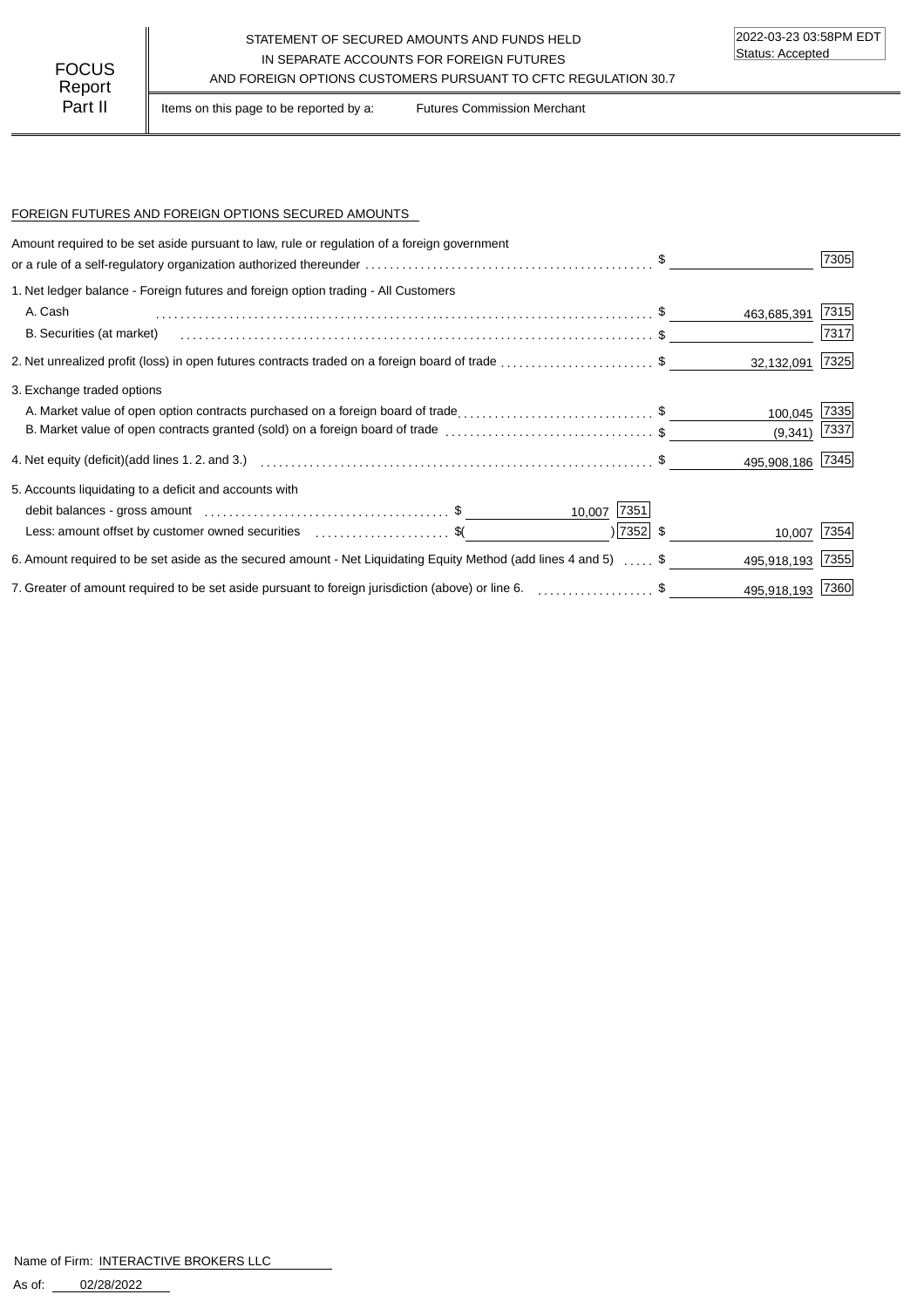FOCUS Report Part II

STATEMENT OF SECURED AMOUNTS AND FUNDS HELD IN SEPARATE ACCOUNTS FOR FOREIGN FUTURES AND FOREIGN OPTIONS CUSTOMERS PURSUANT TO CFTC REGULATION 30.7

2022-03-23 03:58PM EDT
Status: Accepted

Items on this page to be reported by a: Futures Commission Merchant

FOREIGN FUTURES AND FOREIGN OPTIONS SECURED AMOUNTS

| Item | | | Amount | Code |
|---|---|---|---|---|
| Amount required to be set aside pursuant to law, rule or regulation of a foreign government or a rule of a self-regulatory organization authorized thereunder | | | $ | 7305 |
| 1. Net ledger balance - Foreign futures and foreign option trading - All Customers | | | | |
| A. Cash | | | $ 463,685,391 | 7315 |
| B. Securities (at market) | | | $ | 7317 |
| 2. Net unrealized profit (loss) in open futures contracts traded on a foreign board of trade | | | $ 32,132,091 | 7325 |
| 3. Exchange traded options | | | | |
| A. Market value of open option contracts purchased on a foreign board of trade | | | $ 100,045 | 7335 |
| B. Market value of open contracts granted (sold) on a foreign board of trade | | | $ (9,341) | 7337 |
| 4. Net equity (deficit)(add lines 1. 2. and 3.) | | | $ 495,908,186 | 7345 |
| 5. Accounts liquidating to a deficit and accounts with debit balances - gross amount | $ 10,007 | 7351 | | |
| Less: amount offset by customer owned securities | $( ) | 7352 | $ 10,007 | 7354 |
| 6. Amount required to be set aside as the secured amount - Net Liquidating Equity Method (add lines 4 and 5) | | | $ 495,918,193 | 7355 |
| 7. Greater of amount required to be set aside pursuant to foreign jurisdiction (above) or line 6. | | | $ 495,918,193 | 7360 |

Name of Firm: INTERACTIVE BROKERS LLC

As of: 02/28/2022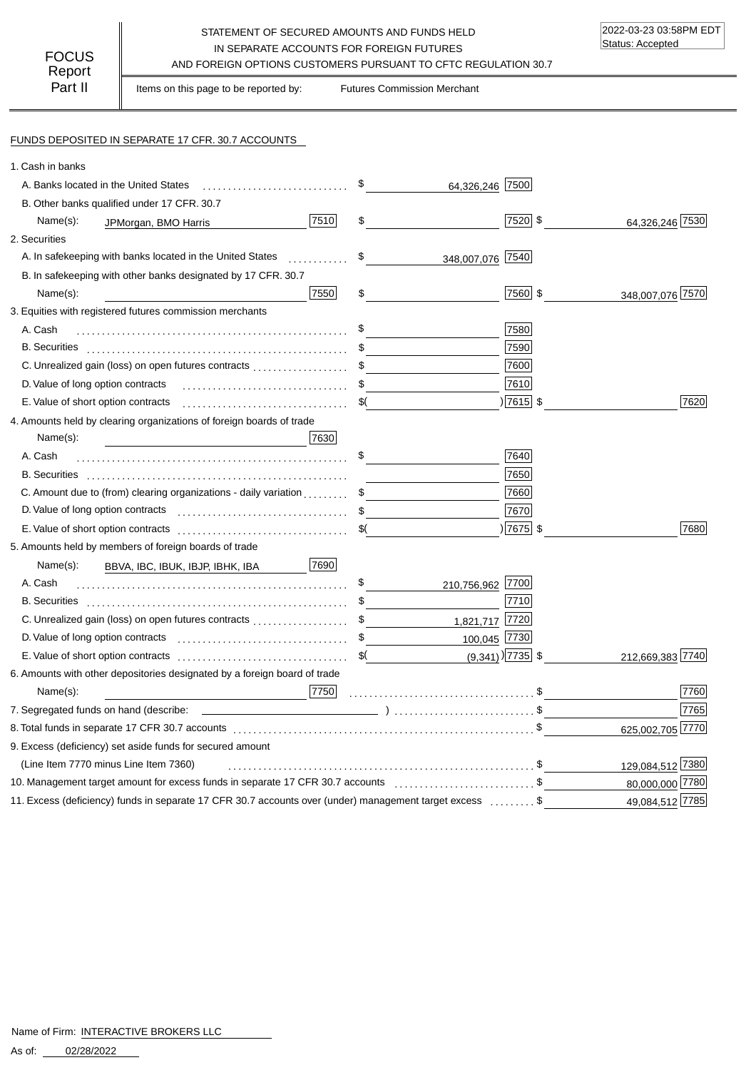FOCUS Report Part II

STATEMENT OF SECURED AMOUNTS AND FUNDS HELD IN SEPARATE ACCOUNTS FOR FOREIGN FUTURES AND FOREIGN OPTIONS CUSTOMERS PURSUANT TO CFTC REGULATION 30.7

2022-03-23 03:58PM EDT
Status: Accepted

Items on this page to be reported by: Futures Commission Merchant

FUNDS DEPOSITED IN SEPARATE 17 CFR. 30.7 ACCOUNTS

| | | | | |
|---|---|---|---|---|
| 1. Cash in banks | | | | |
| A. Banks located in the United States | $ 64,326,246 | 7500 | | |
| B. Other banks qualified under 17 CFR. 30.7 | | | | |
| Name(s): JPMorgan, BMO Harris 7510 | $ | 7520 | $ 64,326,246 | 7530 |
| 2. Securities | | | | |
| A. In safekeeping with banks located in the United States | $ 348,007,076 | 7540 | | |
| B. In safekeeping with other banks designated by 17 CFR. 30.7 | | | | |
| Name(s): 7550 | $ | 7560 | $ 348,007,076 | 7570 |
| 3. Equities with registered futures commission merchants | | | | |
| A. Cash | $ | 7580 | | |
| B. Securities | $ | 7590 | | |
| C. Unrealized gain (loss) on open futures contracts | $ | 7600 | | |
| D. Value of long option contracts | $ | 7610 | | |
| E. Value of short option contracts | $( ) | 7615 | $ | 7620 |
| 4. Amounts held by clearing organizations of foreign boards of trade | | | | |
| Name(s): 7630 | | | | |
| A. Cash | $ | 7640 | | |
| B. Securities | | 7650 | | |
| C. Amount due to (from) clearing organizations - daily variation | $ | 7660 | | |
| D. Value of long option contracts | $ | 7670 | | |
| E. Value of short option contracts | $( ) | 7675 | $ | 7680 |
| 5. Amounts held by members of foreign boards of trade | | | | |
| Name(s): BBVA, IBC, IBUK, IBJP, IBHK, IBA 7690 | | | | |
| A. Cash | $ 210,756,962 | 7700 | | |
| B. Securities | $ | 7710 | | |
| C. Unrealized gain (loss) on open futures contracts | $ 1,821,717 | 7720 | | |
| D. Value of long option contracts | $ 100,045 | 7730 | | |
| E. Value of short option contracts | $( (9,341) ) | 7735 | $ 212,669,383 | 7740 |
| 6. Amounts with other depositories designated by a foreign board of trade | | | | |
| Name(s): 7750 | | | $ | 7760 |
| 7. Segregated funds on hand (describe: ) | | | $ | 7765 |
| 8. Total funds in separate 17 CFR 30.7 accounts | | | $ 625,002,705 | 7770 |
| 9. Excess (deficiency) set aside funds for secured amount | | | | |
| (Line Item 7770 minus Line Item 7360) | | | $ 129,084,512 | 7380 |
| 10. Management target amount for excess funds in separate 17 CFR 30.7 accounts | | | $ 80,000,000 | 7780 |
| 11. Excess (deficiency) funds in separate 17 CFR 30.7 accounts over (under) management target excess | | | $ 49,084,512 | 7785 |

Name of Firm: INTERACTIVE BROKERS LLC

As of: 02/28/2022